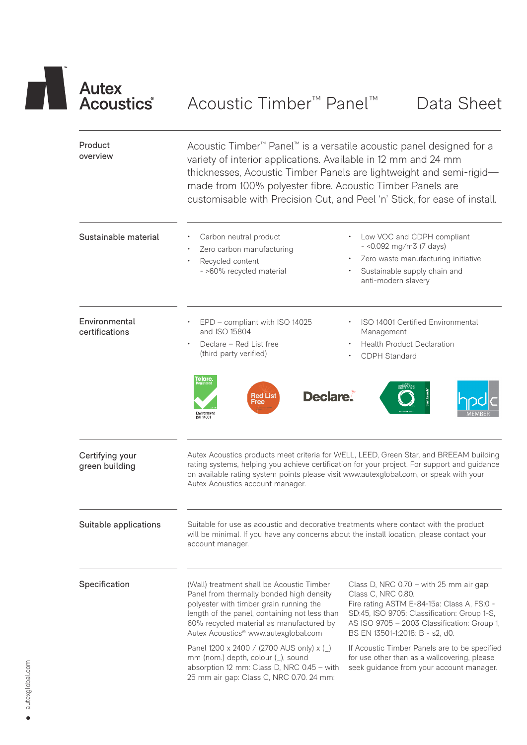# Autex Acoustics® — Acoustic Timber™ Panel™ Data Sheet

## Product overview

Acoustic Timber™ Panel™ is a versatile acoustic panel designed for a variety of interior applications. Available in 12 mm and 24 mm thicknesses, Acoustic Timber Panels are lightweight and semi-rigid—made from 100% polyester fibre. Acoustic Timber Panels are customisable with Precision Cut, and Peel 'n' Stick, for ease of install.

## Sustainable material

- Carbon neutral product
- Zero carbon manufacturing
- Recycled content
  - >60% recycled material
- Low VOC and CDPH compliant
  - <0.092 mg/m3 (7 days)
- Zero waste manufacturing initiative
- Sustainable supply chain and anti-modern slavery

## Environmental certifications

- EPD – compliant with ISO 14025 and ISO 15804
- Declare – Red List free (third party verified)
- ISO 14001 Certified Environmental Management
- Health Product Declaration
- CDPH Standard

Telarc. Registered Environment ISO 14001 | Red List Free | Declare. | Green Tag Certified | hpdc MEMBER

## Certifying your green building

Autex Acoustics products meet criteria for WELL, LEED, Green Star, and BREEAM building rating systems, helping you achieve certification for your project. For support and guidance on available rating system points please visit www.autexglobal.com, or speak with your Autex Acoustics account manager.

## Suitable applications

Suitable for use as acoustic and decorative treatments where contact with the product will be minimal. If you have any concerns about the install location, please contact your account manager.

## Specification

(Wall) treatment shall be Acoustic Timber Panel from thermally bonded high density polyester with timber grain running the length of the panel, containing not less than 60% recycled material as manufactured by Autex Acoustics® www.autexglobal.com

Panel 1200 x 2400 / (2700 AUS only) x (_) mm (nom.) depth, colour (_), sound absorption 12 mm: Class D, NRC 0.45 – with 25 mm air gap: Class C, NRC 0.70. 24 mm: Class D, NRC 0.70 – with 25 mm air gap: Class C, NRC 0.80.

Fire rating ASTM E-84-15a: Class A, FS:0 - SD:45, ISO 9705: Classification: Group 1-S, AS ISO 9705 – 2003 Classification: Group 1, BS EN 13501-1:2018: B - s2, d0.

If Acoustic Timber Panels are to be specified for use other than as a wallcovering, please seek guidance from your account manager.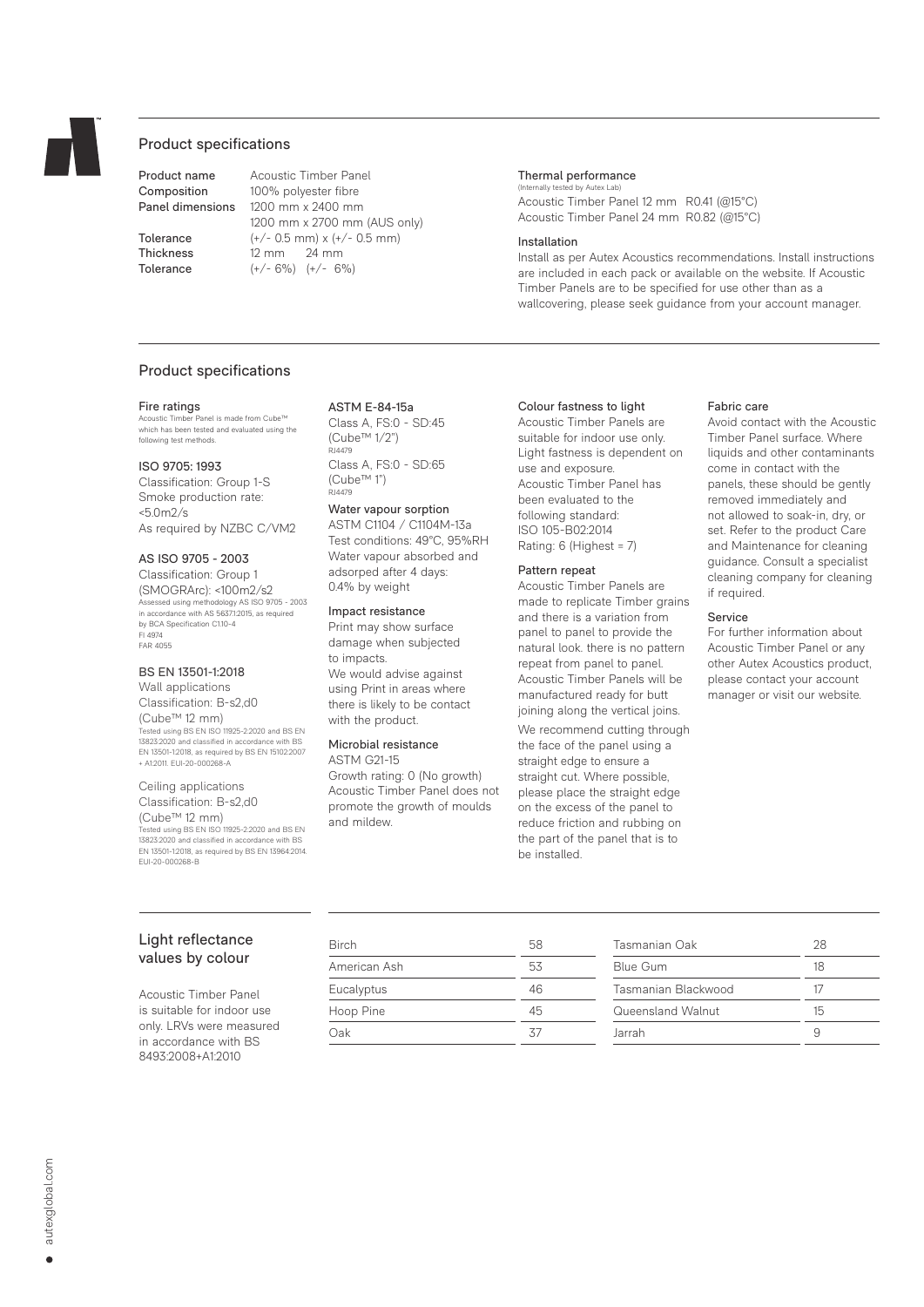## Product specifications

| | |
|---|---|
| **Product name** | Acoustic Timber Panel |
| **Composition** | 100% polyester fibre |
| **Panel dimensions** | 1200 mm x 2400 mm<br>1200 mm x 2700 mm (AUS only) |
| **Tolerance** | (+/- 0.5 mm) x (+/- 0.5 mm) |
| **Thickness** | 12 mm 24 mm |
| **Tolerance** | (+/- 6%) (+/- 6%) |

**Thermal performance**
(Internally tested by Autex Lab)
Acoustic Timber Panel 12 mm R0.41 (@15°C)
Acoustic Timber Panel 24 mm R0.82 (@15°C)

**Installation**
Install as per Autex Acoustics recommendations. Install instructions are included in each pack or available on the website. If Acoustic Timber Panels are to be specified for use other than as a wallcovering, please seek guidance from your account manager.

## Product specifications

**Fire ratings**
Acoustic Timber Panel is made from Cube™ which has been tested and evaluated using the following test methods.

**ISO 9705: 1993**
Classification: Group 1-S
Smoke production rate: <5.0m2/s
As required by NZBC C/VM2

**AS ISO 9705 - 2003**
Classification: Group 1
(SMOGRArc): <100m2/s2
Assessed using methodology AS ISO 9705 - 2003 in accordance with AS 5637.1:2015, as required by BCA Specification C1.10-4
FI 4974
FAR 4055

**BS EN 13501-1:2018**
Wall applications
Classification: B-s2,d0
(Cube™ 12 mm)
Tested using BS EN ISO 11925-2:2020 and BS EN 13823:2020 and classified in accordance with BS EN 13501-1:2018, as required by BS EN 15102:2007 + A1:2011. EUI-20-000268-A

Ceiling applications
Classification: B-s2,d0
(Cube™ 12 mm)
Tested using BS EN ISO 11925-2:2020 and BS EN 13823:2020 and classified in accordance with BS EN 13501-1:2018, as required by BS EN 13964:2014. EUI-20-000268-B

**ASTM E-84-15a**
Class A, FS:0 - SD:45
(Cube™ 1/2")
RJ4479
Class A, FS:0 - SD:65
(Cube™ 1")
RJ4479

**Water vapour sorption**
ASTM C1104 / C1104M-13a
Test conditions: 49°C, 95%RH
Water vapour absorbed and adsorped after 4 days: 0.4% by weight

**Impact resistance**
Print may show surface damage when subjected to impacts.
We would advise against using Print in areas where there is likely to be contact with the product.

**Microbial resistance**
ASTM G21-15
Growth rating: 0 (No growth)
Acoustic Timber Panel does not promote the growth of moulds and mildew.

**Colour fastness to light**
Acoustic Timber Panels are suitable for indoor use only. Light fastness is dependent on use and exposure.
Acoustic Timber Panel has been evaluated to the following standard:
ISO 105-B02:2014
Rating: 6 (Highest = 7)

**Pattern repeat**
Acoustic Timber Panels are made to replicate Timber grains and there is a variation from panel to panel to provide the natural look. there is no pattern repeat from panel to panel. Acoustic Timber Panels will be manufactured ready for butt joining along the vertical joins.

We recommend cutting through the face of the panel using a straight edge to ensure a straight cut. Where possible, please place the straight edge on the excess of the panel to reduce friction and rubbing on the part of the panel that is to be installed.

**Fabric care**
Avoid contact with the Acoustic Timber Panel surface. Where liquids and other contaminants come in contact with the panels, these should be gently removed immediately and not allowed to soak-in, dry, or set. Refer to the product Care and Maintenance for cleaning guidance. Consult a specialist cleaning company for cleaning if required.

**Service**
For further information about Acoustic Timber Panel or any other Autex Acoustics product, please contact your account manager or visit our website.

## Light reflectance values by colour

Acoustic Timber Panel is suitable for indoor use only. LRVs were measured in accordance with BS 8493:2008+A1:2010

| Colour | LRV | Colour | LRV |
|---|---|---|---|
| Birch | 58 | Tasmanian Oak | 28 |
| American Ash | 53 | Blue Gum | 18 |
| Eucalyptus | 46 | Tasmanian Blackwood | 17 |
| Hoop Pine | 45 | Queensland Walnut | 15 |
| Oak | 37 | Jarrah | 9 |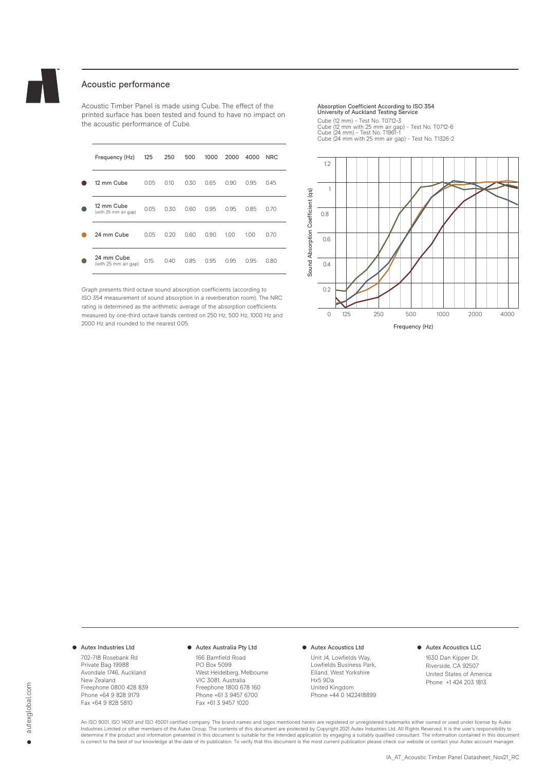## Acoustic performance

Acoustic Timber Panel is made using Cube. The effect of the printed surface has been tested and found to have no impact on the acoustic performance of Cube.

| Frequency (Hz) | 125 | 250 | 500 | 1000 | 2000 | 4000 | NRC |
|---|---|---|---|---|---|---|---|
| 12 mm Cube | 0.05 | 0.10 | 0.30 | 0.65 | 0.90 | 0.95 | 0.45 |
| 12 mm Cube (with 25 mm air gap) | 0.05 | 0.30 | 0.60 | 0.95 | 0.95 | 0.85 | 0.70 |
| 24 mm Cube | 0.05 | 0.20 | 0.60 | 0.90 | 1.00 | 1.00 | 0.70 |
| 24 mm Cube (with 25 mm air gap) | 0.15 | 0.40 | 0.85 | 0.95 | 0.95 | 0.95 | 0.80 |

Graph presents third octave sound absorption coefficients (according to ISO 354 measurement of sound absorption in a reverberation room). The NRC rating is determined as the arithmetic average of the absorption coefficients measured by one-third octave bands centred on 250 Hz, 500 Hz, 1000 Hz and 2000 Hz and rounded to the nearest 0.05.

Absorption Coefficient According to ISO 354
University of Auckland Testing Service

Cube (12 mm) - Test No. T0712-3
Cube (12 mm with 25 mm air gap) - Test No. T0712-6
Cube (24 mm) - Test No. T1961-1
Cube (24 mm with 25 mm air gap) - Test No. T1326-2

Sound Absorption Coefficient (αs)

1.2
1
0.8
0.6
0.4
0.2
0

125 250 500 1000 2000 4000

Frequency (Hz)

---

**Autex Industries Ltd**
702-718 Rosebank Rd
Private Bag 19988
Avondale 1746, Auckland
New Zealand
Freephone 0800 428 839
Phone +64 9 828 9179
Fax +64 9 828 5810

**Autex Australia Pty Ltd**
166 Bamfield Road
PO Box 5099
West Heidelberg, Melbourne
VIC 3081, Australia
Freephone 1800 678 160
Phone +61 3 9457 6700
Fax +61 3 9457 1020

**Autex Acoustics Ltd**
Unit J4, Lowfields Way,
Lowfields Business Park,
Elland, West Yorkshire
Hx5 9Da
United Kingdom
Phone +44 0 1422418899

**Autex Acoustics LLC**
1630 Dan Kipper Dr,
Riverside, CA 92507
United States of America
Phone +1 424 203 1813

autexglobal.com

An ISO 9001, ISO 14001 and ISO 45001 certified company. The brand names and logos mentioned herein are registered or unregistered trademarks either owned or used under license by Autex Industries Limited or other members of the Autex Group. The contents of this document are protected by Copyright 2021 Autex Industries Ltd. All Rights Reserved. It is the user's responsibility to determine if the product and information presented in this document is suitable for the intended application by engaging a suitably qualified consultant. The information contained in this document is correct to the best of our knowledge at the date of its publication. To verify that this document is the most current publication please check our website or contact your Autex account manager.

IA_AT_Acoustic Timber Panel Datasheet_Nov21_RC